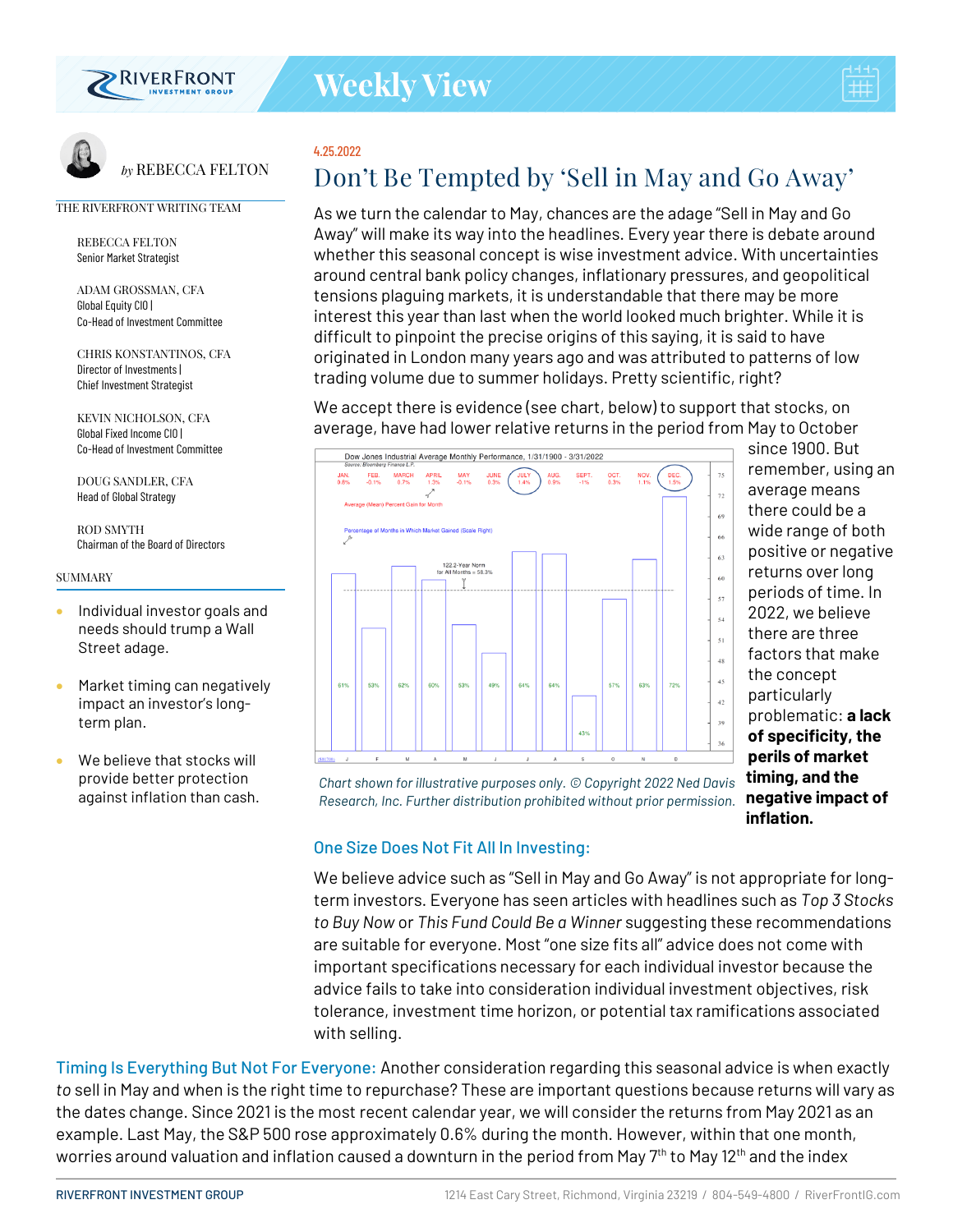# Weekly View

*by* REBECCA FELTON

THE RIVERFRONT WRITING TEAM

REBECCA FELTON
Senior Market Strategist

ADAM GROSSMAN, CFA
Global Equity CIO |
Co-Head of Investment Committee

CHRIS KONSTANTINOS, CFA
Director of Investments |
Chief Investment Strategist

KEVIN NICHOLSON, CFA
Global Fixed Income CIO |
Co-Head of Investment Committee

DOUG SANDLER, CFA
Head of Global Strategy

ROD SMYTH
Chairman of the Board of Directors

SUMMARY

- Individual investor goals and needs should trump a Wall Street adage.
- Market timing can negatively impact an investor's long-term plan.
- We believe that stocks will provide better protection against inflation than cash.

4.25.2022

## Don't Be Tempted by 'Sell in May and Go Away'

As we turn the calendar to May, chances are the adage "Sell in May and Go Away" will make its way into the headlines. Every year there is debate around whether this seasonal concept is wise investment advice. With uncertainties around central bank policy changes, inflationary pressures, and geopolitical tensions plaguing markets, it is understandable that there may be more interest this year than last when the world looked much brighter. While it is difficult to pinpoint the precise origins of this saying, it is said to have originated in London many years ago and was attributed to patterns of low trading volume due to summer holidays. Pretty scientific, right?

We accept there is evidence (see chart, below) to support that stocks, on average, have had lower relative returns in the period from May to October since 1900. But remember, using an average means there could be a wide range of both positive or negative returns over long periods of time. In 2022, we believe there are three factors that make the concept particularly problematic: **a lack of specificity, the perils of market timing, and the negative impact of inflation.**

Dow Jones Industrial Average Monthly Performance, 1/31/1900 - 3/31/2022
Source: Bloomberg Finance L.P.

| | JAN. | FEB. | MARCH | APRIL | MAY | JUNE | JULY | AUG. | SEPT. | OCT. | NOV. | DEC. |
|---|---|---|---|---|---|---|---|---|---|---|---|---|
| Average (Mean) Percent Gain for Month | 0.8% | -0.1% | 0.7% | 1.3% | -0.1% | 0.3% | 1.4% | 0.9% | -1% | 0.3% | 1.1% | 1.5% |
| Percentage of Months in Which Market Gained (Scale Right) | 61% | 53% | 62% | 60% | 53% | 49% | 64% | 64% | 43% | 57% | 63% | 72% |

122.2-Year Norm for All Months = 58.3%

*Chart shown for illustrative purposes only. © Copyright 2022 Ned Davis Research, Inc. Further distribution prohibited without prior permission.*

### One Size Does Not Fit All In Investing:

We believe advice such as "Sell in May and Go Away" is not appropriate for long-term investors. Everyone has seen articles with headlines such as *Top 3 Stocks to Buy Now* or *This Fund Could Be a Winner* suggesting these recommendations are suitable for everyone. Most "one size fits all" advice does not come with important specifications necessary for each individual investor because the advice fails to take into consideration individual investment objectives, risk tolerance, investment time horizon, or potential tax ramifications associated with selling.

**Timing Is Everything But Not For Everyone:** Another consideration regarding this seasonal advice is when exactly *to* sell in May and when is the right time to repurchase? These are important questions because returns will vary as the dates change. Since 2021 is the most recent calendar year, we will consider the returns from May 2021 as an example. Last May, the S&P 500 rose approximately 0.6% during the month. However, within that one month, worries around valuation and inflation caused a downturn in the period from May 7th to May 12th and the index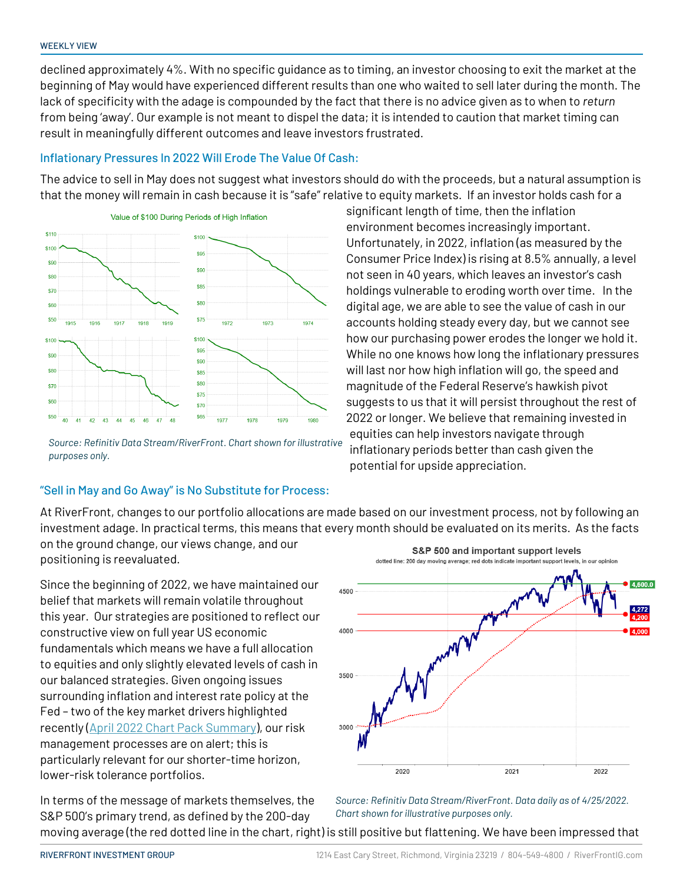declined approximately 4%. With no specific guidance as to timing, an investor choosing to exit the market at the beginning of May would have experienced different results than one who waited to sell later during the month. The lack of specificity with the adage is compounded by the fact that there is no advice given as to when to *return* from being 'away'. Our example is not meant to dispel the data; it is intended to caution that market timing can result in meaningfully different outcomes and leave investors frustrated.

## Inflationary Pressures In 2022 Will Erode The Value Of Cash:

The advice to sell in May does not suggest what investors should do with the proceeds, but a natural assumption is that the money will remain in cash because it is "safe" relative to equity markets. If an investor holds cash for a significant length of time, then the inflation environment becomes increasingly important. Unfortunately, in 2022, inflation (as measured by the Consumer Price Index) is rising at 8.5% annually, a level not seen in 40 years, which leaves an investor's cash holdings vulnerable to eroding worth over time. In the digital age, we are able to see the value of cash in our accounts holding steady every day, but we cannot see how our purchasing power erodes the longer we hold it. While no one knows how long the inflationary pressures will last nor how high inflation will go, the speed and magnitude of the Federal Reserve's hawkish pivot suggests to us that it will persist throughout the rest of 2022 or longer. We believe that remaining invested in equities can help investors navigate through inflationary periods better than cash given the potential for upside appreciation.

Value of $100 During Periods of High Inflation

*Source: Refinitiv Data Stream/RiverFront. Chart shown for illustrative purposes only.*

## "Sell in May and Go Away" is No Substitute for Process:

At RiverFront, changes to our portfolio allocations are made based on our investment process, not by following an investment adage. In practical terms, this means that every month should be evaluated on its merits. As the facts on the ground change, our views change, and our positioning is reevaluated.

Since the beginning of 2022, we have maintained our belief that markets will remain volatile throughout this year. Our strategies are positioned to reflect our constructive view on full year US economic fundamentals which means we have a full allocation to equities and only slightly elevated levels of cash in our balanced strategies. Given ongoing issues surrounding inflation and interest rate policy at the Fed – two of the key market drivers highlighted recently ([April 2022 Chart Pack Summary]), our risk management processes are on alert; this is particularly relevant for our shorter-time horizon, lower-risk tolerance portfolios.

S&P 500 and important support levels

dotted line: 200 day moving average; red dots indicate important support levels, in our opinion

*Source: Refinitiv Data Stream/RiverFront. Data daily as of 4/25/2022. Chart shown for illustrative purposes only.*

In terms of the message of markets themselves, the S&P 500's primary trend, as defined by the 200-day moving average (the red dotted line in the chart, right) is still positive but flattening. We have been impressed that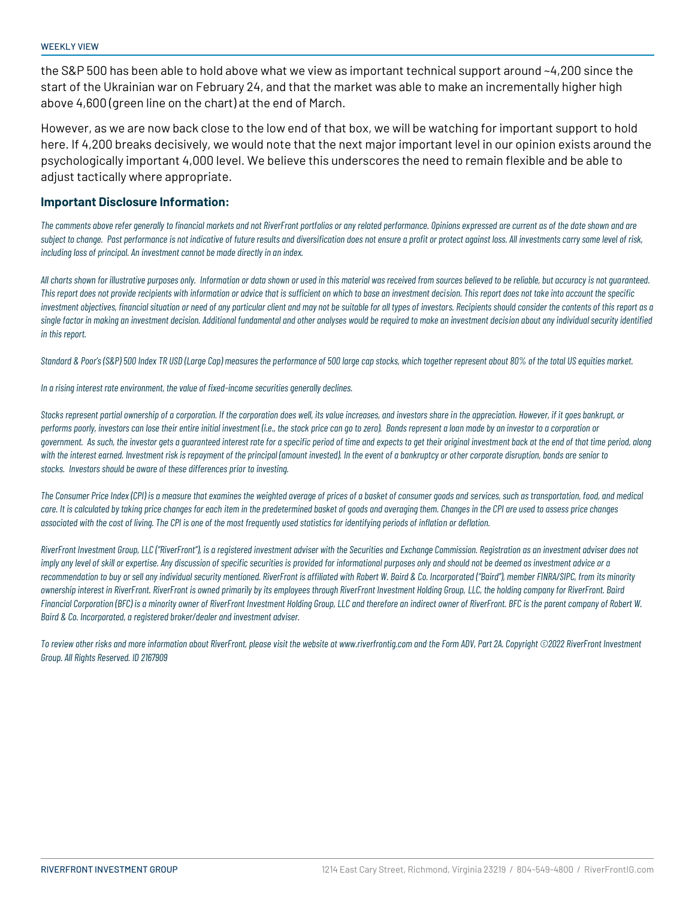the S&P 500 has been able to hold above what we view as important technical support around ~4,200 since the start of the Ukrainian war on February 24, and that the market was able to make an incrementally higher high above 4,600 (green line on the chart) at the end of March.

However, as we are now back close to the low end of that box, we will be watching for important support to hold here. If 4,200 breaks decisively, we would note that the next major important level in our opinion exists around the psychologically important 4,000 level. We believe this underscores the need to remain flexible and be able to adjust tactically where appropriate.

### Important Disclosure Information:

*The comments above refer generally to financial markets and not RiverFront portfolios or any related performance. Opinions expressed are current as of the date shown and are subject to change. Past performance is not indicative of future results and diversification does not ensure a profit or protect against loss. All investments carry some level of risk, including loss of principal. An investment cannot be made directly in an index.*

*All charts shown for illustrative purposes only. Information or data shown or used in this material was received from sources believed to be reliable, but accuracy is not guaranteed. This report does not provide recipients with information or advice that is sufficient on which to base an investment decision. This report does not take into account the specific investment objectives, financial situation or need of any particular client and may not be suitable for all types of investors. Recipients should consider the contents of this report as a single factor in making an investment decision. Additional fundamental and other analyses would be required to make an investment decision about any individual security identified in this report.*

*Standard & Poor's (S&P) 500 Index TR USD (Large Cap) measures the performance of 500 large cap stocks, which together represent about 80% of the total US equities market.*

*In a rising interest rate environment, the value of fixed-income securities generally declines.*

*Stocks represent partial ownership of a corporation. If the corporation does well, its value increases, and investors share in the appreciation. However, if it goes bankrupt, or performs poorly, investors can lose their entire initial investment (i.e., the stock price can go to zero). Bonds represent a loan made by an investor to a corporation or government. As such, the investor gets a guaranteed interest rate for a specific period of time and expects to get their original investment back at the end of that time period, along with the interest earned. Investment risk is repayment of the principal (amount invested). In the event of a bankruptcy or other corporate disruption, bonds are senior to stocks. Investors should be aware of these differences prior to investing.*

*The Consumer Price Index (CPI) is a measure that examines the weighted average of prices of a basket of consumer goods and services, such as transportation, food, and medical care. It is calculated by taking price changes for each item in the predetermined basket of goods and averaging them. Changes in the CPI are used to assess price changes associated with the cost of living. The CPI is one of the most frequently used statistics for identifying periods of inflation or deflation.*

*RiverFront Investment Group, LLC ("RiverFront"), is a registered investment adviser with the Securities and Exchange Commission. Registration as an investment adviser does not imply any level of skill or expertise. Any discussion of specific securities is provided for informational purposes only and should not be deemed as investment advice or a recommendation to buy or sell any individual security mentioned. RiverFront is affiliated with Robert W. Baird & Co. Incorporated ("Baird"), member FINRA/SIPC, from its minority ownership interest in RiverFront. RiverFront is owned primarily by its employees through RiverFront Investment Holding Group, LLC, the holding company for RiverFront. Baird Financial Corporation (BFC) is a minority owner of RiverFront Investment Holding Group, LLC and therefore an indirect owner of RiverFront. BFC is the parent company of Robert W. Baird & Co. Incorporated, a registered broker/dealer and investment adviser.*

*To review other risks and more information about RiverFront, please visit the website at www.riverfrontig.com and the Form ADV, Part 2A. Copyright ©2022 RiverFront Investment Group. All Rights Reserved. ID 2167909*